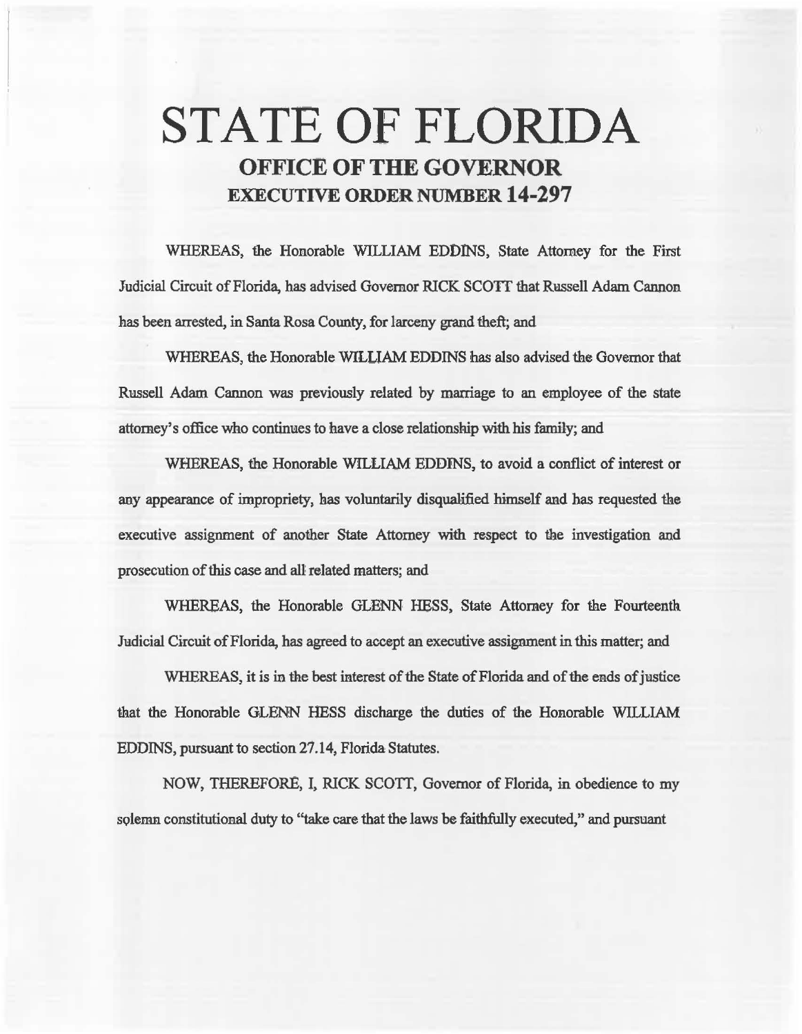# STATE OF FLORIDA

## OFFICE OF THE GOVERNOR

## EXECUTIVE ORDER NUMBER 14-297

WHEREAS, the Honorable WILLIAM EDDINS, State Attorney for the First Judicial Circuit of Florida, has advised Governor RICK SCOTT that Russell Adam Cannon has been arrested, in Santa Rosa County, for larceny grand theft; and

WHEREAS, the Honorable WILLIAM EDDINS has also advised the Governor that Russell Adam Cannon was previously related by marriage to an employee of the state attorney's office who continues to have a close relationship with his family; and

WHEREAS, the Honorable WILLIAM EDDINS, to avoid a conflict of interest or any appearance of impropriety, has voluntarily disqualified himself and has requested the executive assignment of another State Attorney with respect to the investigation and prosecution of this case and all related matters; and

WHEREAS, the Honorable GLENN HESS, State Attorney for the Fourteenth Judicial Circuit of Florida, has agreed to accept an executive assignment in this matter; and

WHEREAS, it is in the best interest of the State of Florida and of the ends of justice that the Honorable GLENN HESS discharge the duties of the Honorable WILLIAM EDDINS, pursuant to section 27.14, Florida Statutes.

NOW, THEREFORE, I, RICK SCOTT, Governor of Florida, in obedience to my solemn constitutional duty to "take care that the laws be faithfully executed," and pursuant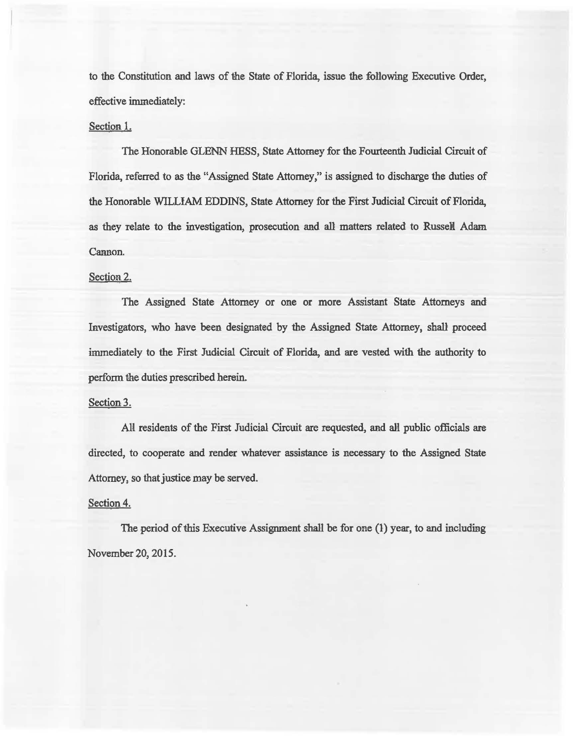to the Constitution and laws of the State of Florida, issue the following Executive Order, effective immediately:

Section 1.

The Honorable GLENN HESS, State Attorney for the Fourteenth Judicial Circuit of Florida, referred to as the "Assigned State Attorney," is assigned to discharge the duties of the Honorable WILLIAM EDDINS, State Attorney for the First Judicial Circuit of Florida, as they relate to the investigation, prosecution and all matters related to Russell Adam Cannon.

Section 2.

The Assigned State Attorney or one or more Assistant State Attorneys and Investigators, who have been designated by the Assigned State Attorney, shall proceed immediately to the First Judicial Circuit of Florida, and are vested with the authority to perform the duties prescribed herein.

Section 3.

All residents of the First Judicial Circuit are requested, and all public officials are directed, to cooperate and render whatever assistance is necessary to the Assigned State Attorney, so that justice may be served.

Section 4.

The period of this Executive Assignment shall be for one (1) year, to and including November 20, 2015.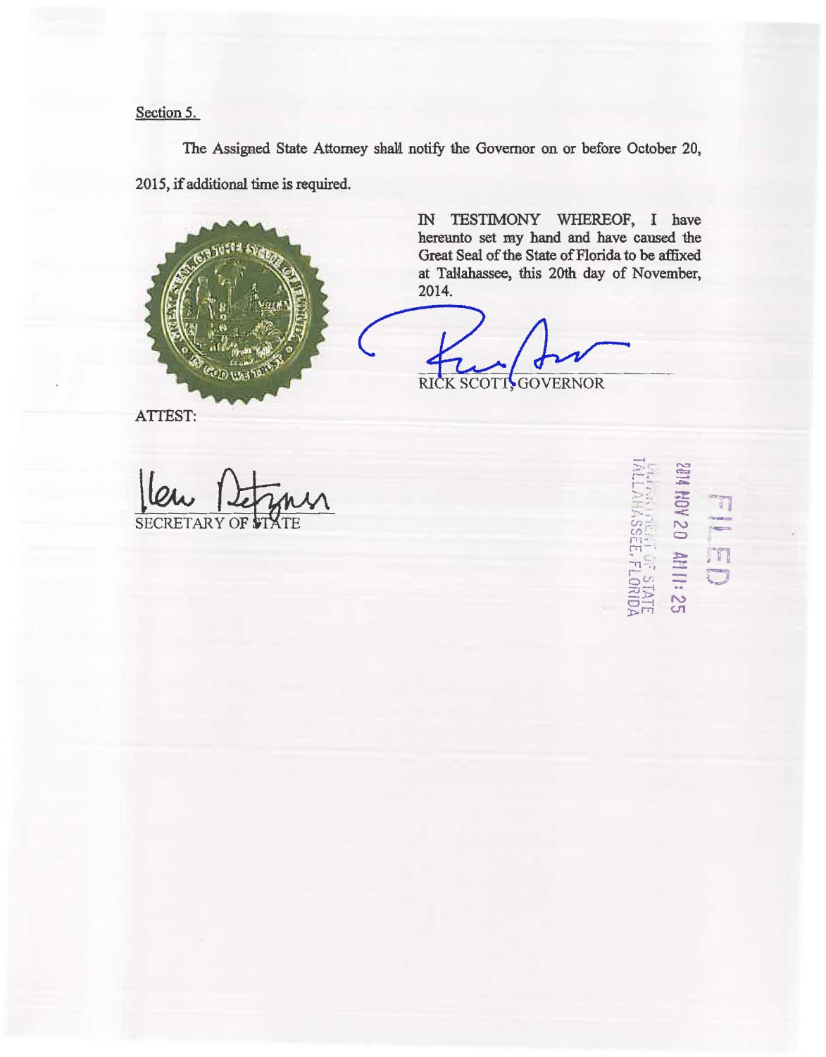Section 5.

The Assigned State Attorney shall notify the Governor on or before October 20, 2015, if additional time is required.

IN TESTIMONY WHEREOF, I have hereunto set my hand and have caused the Great Seal of the State of Florida to be affixed at Tallahassee, this 20th day of November, 2014.

RICK SCOTT, GOVERNOR

ATTEST:

SECRETARY OF STATE

FILED

2014 NOV 20 AM 11:25

DEPARTMENT OF STATE
TALLAHASSEE, FLORIDA